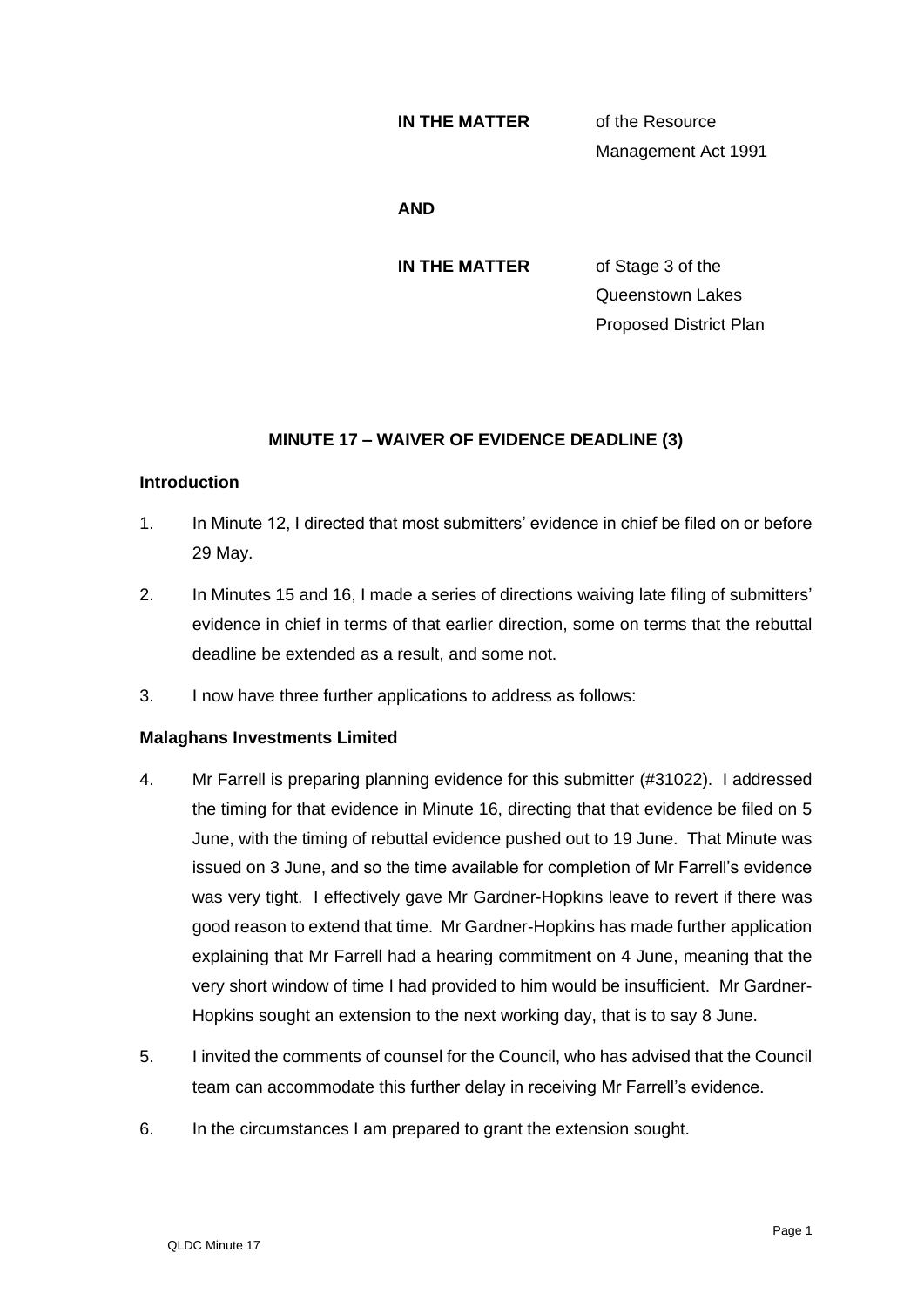**IN THE MATTER** of the Resource Management Act 1991

**AND**

**IN THE MATTER** of Stage 3 of the Queenstown Lakes Proposed District Plan

**MINUTE 17 – WAIVER OF EVIDENCE DEADLINE (3)**

**Introduction**

1. In Minute 12, I directed that most submitters' evidence in chief be filed on or before 29 May.

2. In Minutes 15 and 16, I made a series of directions waiving late filing of submitters' evidence in chief in terms of that earlier direction, some on terms that the rebuttal deadline be extended as a result, and some not.

3. I now have three further applications to address as follows:

**Malaghans Investments Limited**

4. Mr Farrell is preparing planning evidence for this submitter (#31022). I addressed the timing for that evidence in Minute 16, directing that that evidence be filed on 5 June, with the timing of rebuttal evidence pushed out to 19 June. That Minute was issued on 3 June, and so the time available for completion of Mr Farrell's evidence was very tight. I effectively gave Mr Gardner-Hopkins leave to revert if there was good reason to extend that time. Mr Gardner-Hopkins has made further application explaining that Mr Farrell had a hearing commitment on 4 June, meaning that the very short window of time I had provided to him would be insufficient. Mr Gardner-Hopkins sought an extension to the next working day, that is to say 8 June.

5. I invited the comments of counsel for the Council, who has advised that the Council team can accommodate this further delay in receiving Mr Farrell's evidence.

6. In the circumstances I am prepared to grant the extension sought.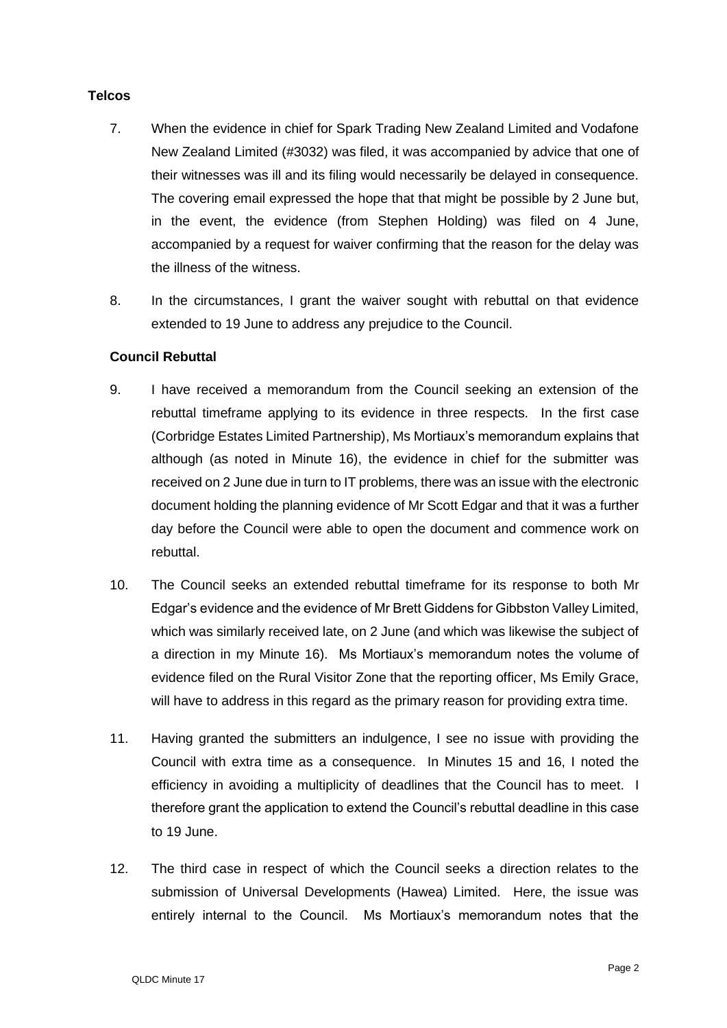**Telcos**

7. When the evidence in chief for Spark Trading New Zealand Limited and Vodafone New Zealand Limited (#3032) was filed, it was accompanied by advice that one of their witnesses was ill and its filing would necessarily be delayed in consequence. The covering email expressed the hope that that might be possible by 2 June but, in the event, the evidence (from Stephen Holding) was filed on 4 June, accompanied by a request for waiver confirming that the reason for the delay was the illness of the witness.

8. In the circumstances, I grant the waiver sought with rebuttal on that evidence extended to 19 June to address any prejudice to the Council.

**Council Rebuttal**

9. I have received a memorandum from the Council seeking an extension of the rebuttal timeframe applying to its evidence in three respects. In the first case (Corbridge Estates Limited Partnership), Ms Mortiaux's memorandum explains that although (as noted in Minute 16), the evidence in chief for the submitter was received on 2 June due in turn to IT problems, there was an issue with the electronic document holding the planning evidence of Mr Scott Edgar and that it was a further day before the Council were able to open the document and commence work on rebuttal.

10. The Council seeks an extended rebuttal timeframe for its response to both Mr Edgar's evidence and the evidence of Mr Brett Giddens for Gibbston Valley Limited, which was similarly received late, on 2 June (and which was likewise the subject of a direction in my Minute 16). Ms Mortiaux's memorandum notes the volume of evidence filed on the Rural Visitor Zone that the reporting officer, Ms Emily Grace, will have to address in this regard as the primary reason for providing extra time.

11. Having granted the submitters an indulgence, I see no issue with providing the Council with extra time as a consequence. In Minutes 15 and 16, I noted the efficiency in avoiding a multiplicity of deadlines that the Council has to meet. I therefore grant the application to extend the Council's rebuttal deadline in this case to 19 June.

12. The third case in respect of which the Council seeks a direction relates to the submission of Universal Developments (Hawea) Limited. Here, the issue was entirely internal to the Council. Ms Mortiaux's memorandum notes that the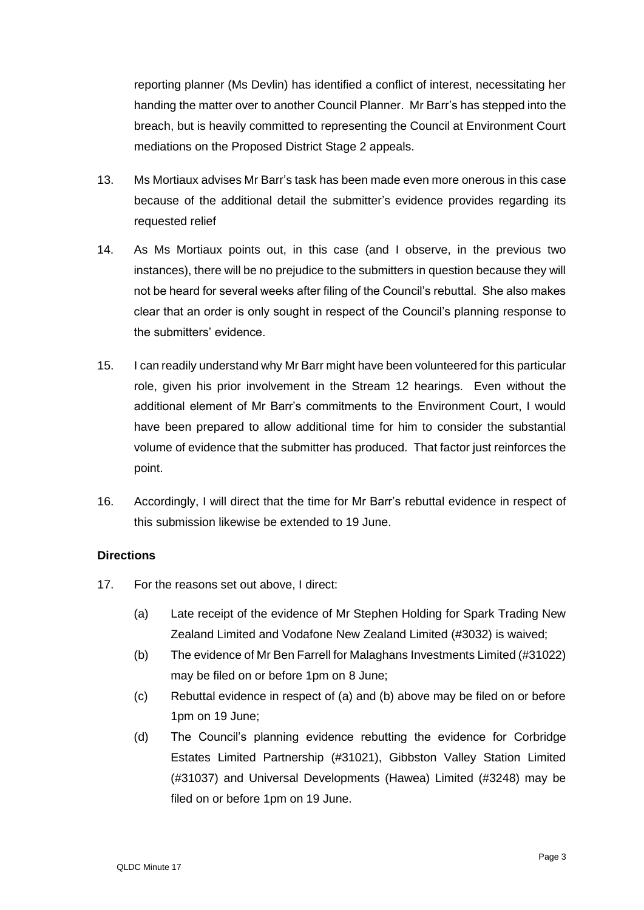reporting planner (Ms Devlin) has identified a conflict of interest, necessitating her handing the matter over to another Council Planner. Mr Barr's has stepped into the breach, but is heavily committed to representing the Council at Environment Court mediations on the Proposed District Stage 2 appeals.

13. Ms Mortiaux advises Mr Barr's task has been made even more onerous in this case because of the additional detail the submitter's evidence provides regarding its requested relief

14. As Ms Mortiaux points out, in this case (and I observe, in the previous two instances), there will be no prejudice to the submitters in question because they will not be heard for several weeks after filing of the Council's rebuttal. She also makes clear that an order is only sought in respect of the Council's planning response to the submitters' evidence.

15. I can readily understand why Mr Barr might have been volunteered for this particular role, given his prior involvement in the Stream 12 hearings. Even without the additional element of Mr Barr's commitments to the Environment Court, I would have been prepared to allow additional time for him to consider the substantial volume of evidence that the submitter has produced. That factor just reinforces the point.

16. Accordingly, I will direct that the time for Mr Barr's rebuttal evidence in respect of this submission likewise be extended to 19 June.

**Directions**

17. For the reasons set out above, I direct:

    (a) Late receipt of the evidence of Mr Stephen Holding for Spark Trading New Zealand Limited and Vodafone New Zealand Limited (#3032) is waived;

    (b) The evidence of Mr Ben Farrell for Malaghans Investments Limited (#31022) may be filed on or before 1pm on 8 June;

    (c) Rebuttal evidence in respect of (a) and (b) above may be filed on or before 1pm on 19 June;

    (d) The Council's planning evidence rebutting the evidence for Corbridge Estates Limited Partnership (#31021), Gibbston Valley Station Limited (#31037) and Universal Developments (Hawea) Limited (#3248) may be filed on or before 1pm on 19 June.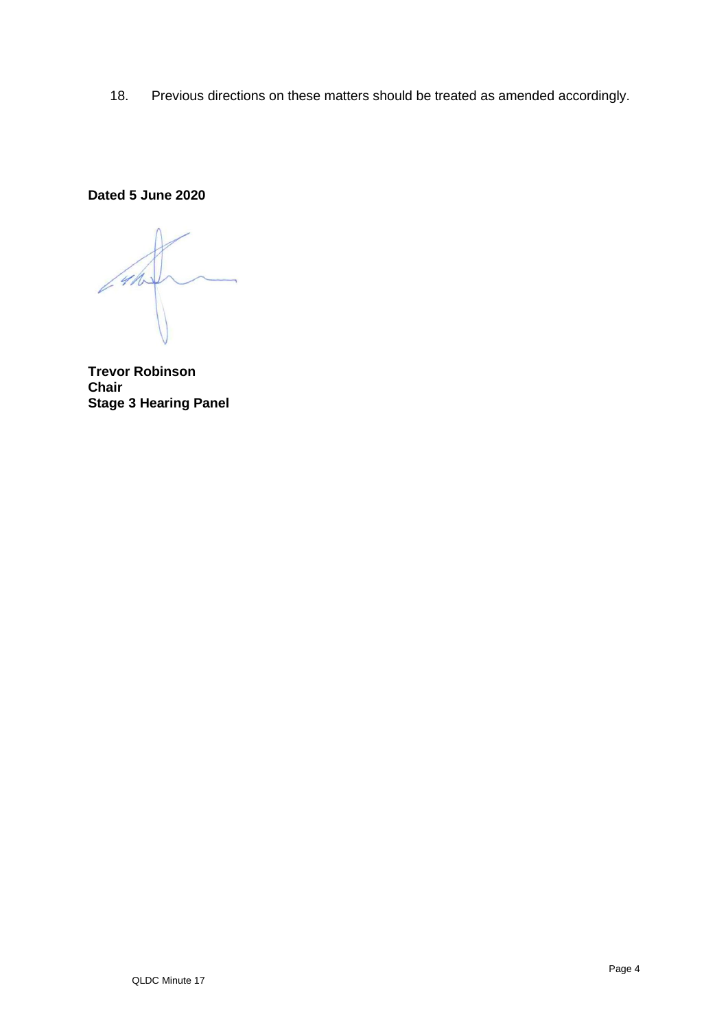18. Previous directions on these matters should be treated as amended accordingly.

**Dated 5 June 2020**

**Trevor Robinson**
**Chair**
**Stage 3 Hearing Panel**